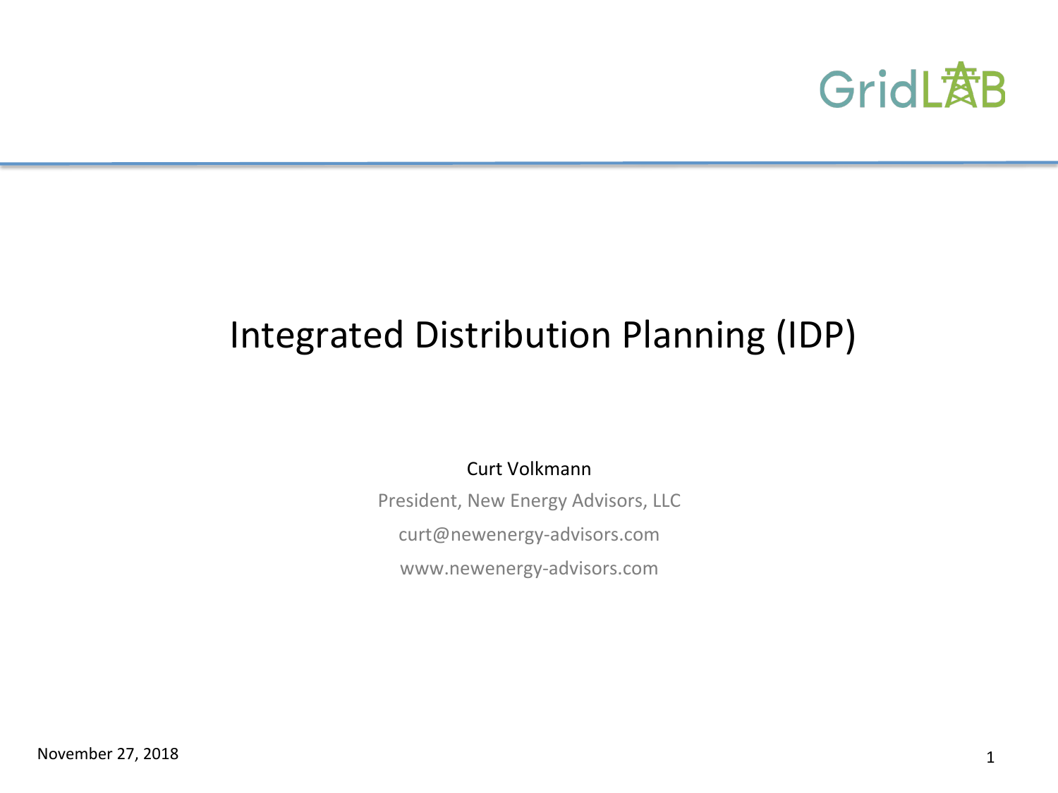GridLAB

# Integrated Distribution Planning (IDP)

Curt Volkmann

President, New Energy Advisors, LLC

curt@newenergy-advisors.com

www.newenergy-advisors.com

November 27, 2018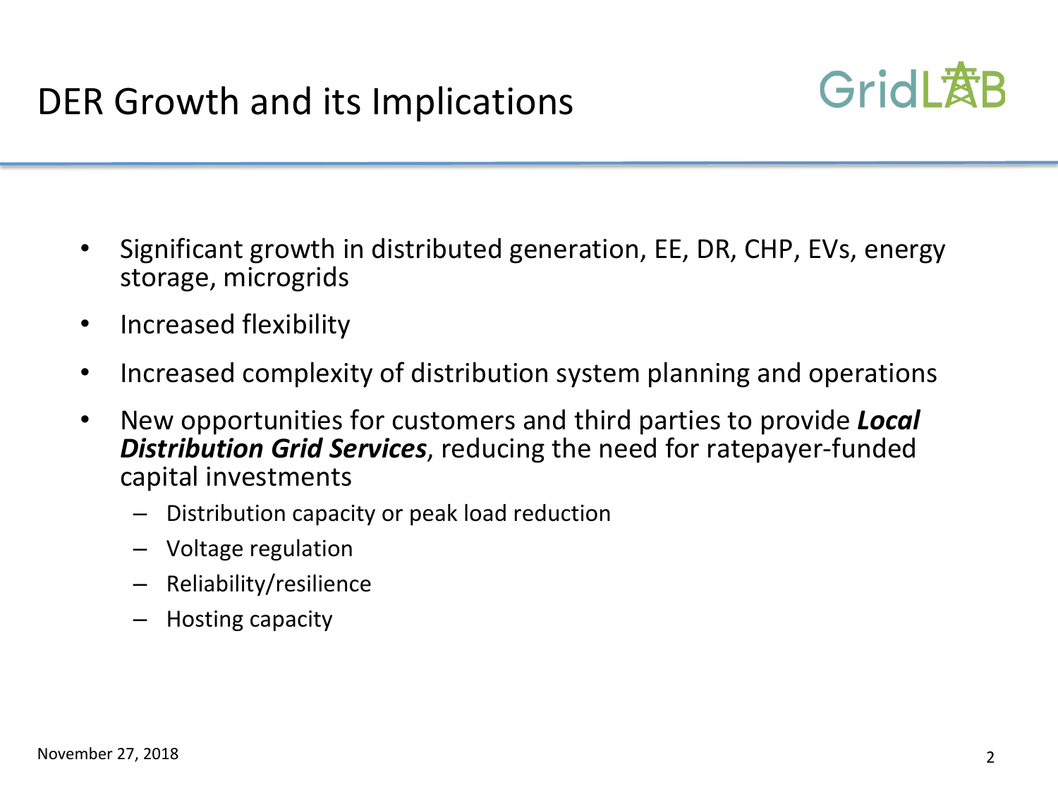# DER Growth and its Implications

- Significant growth in distributed generation, EE, DR, CHP, EVs, energy storage, microgrids
- Increased flexibility
- Increased complexity of distribution system planning and operations
- New opportunities for customers and third parties to provide ***Local Distribution Grid Services***, reducing the need for ratepayer-funded capital investments
  - Distribution capacity or peak load reduction
  - Voltage regulation
  - Reliability/resilience
  - Hosting capacity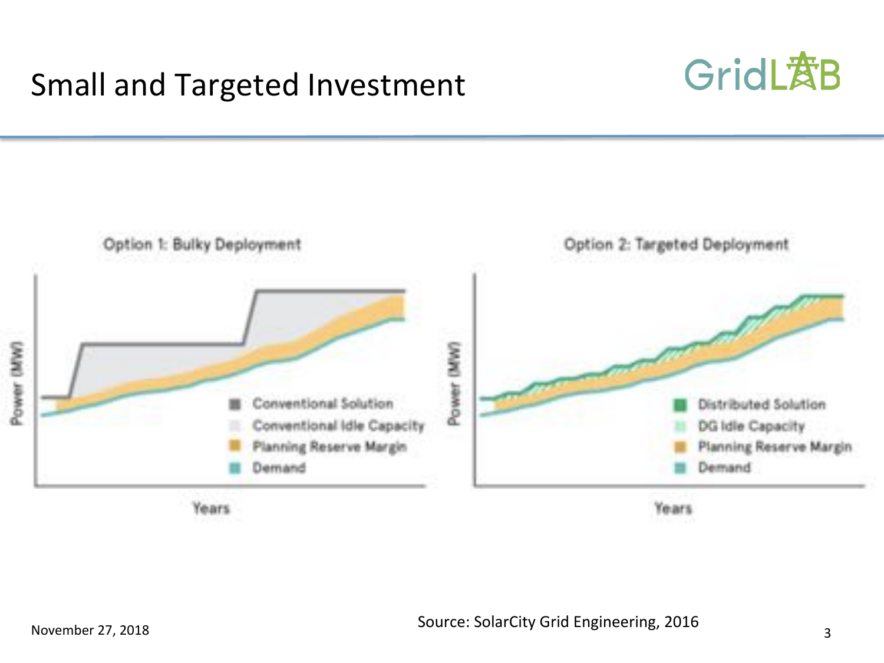# Small and Targeted Investment

Option 1: Bulky Deployment

- Conventional Solution
- Conventional Idle Capacity
- Planning Reserve Margin
- Demand

Power (MW)

Years

Option 2: Targeted Deployment

- Distributed Solution
- DG Idle Capacity
- Planning Reserve Margin
- Demand

Power (MW)

Years

Source: SolarCity Grid Engineering, 2016

November 27, 2018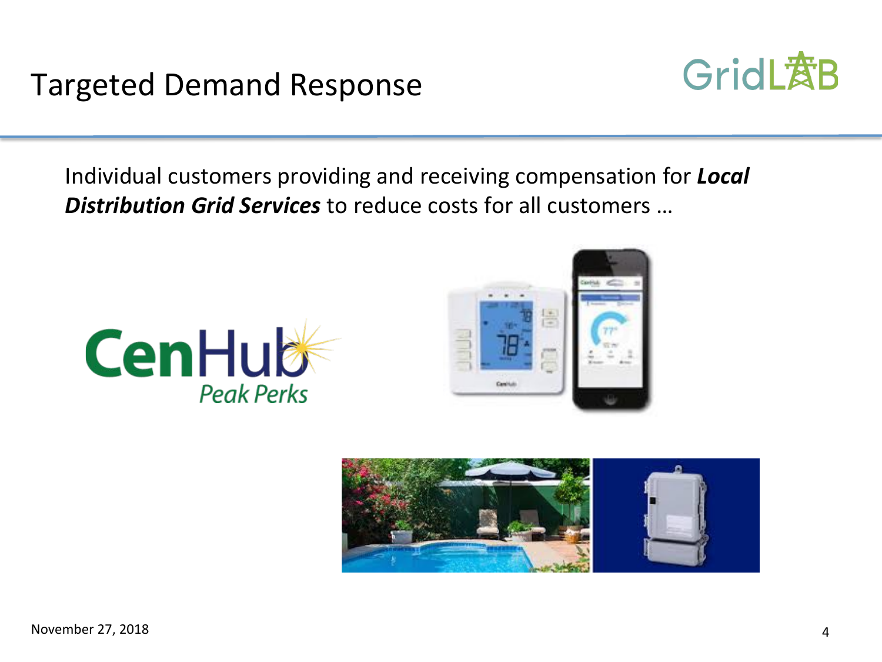# Targeted Demand Response

Individual customers providing and receiving compensation for ***Local Distribution Grid Services*** to reduce costs for all customers …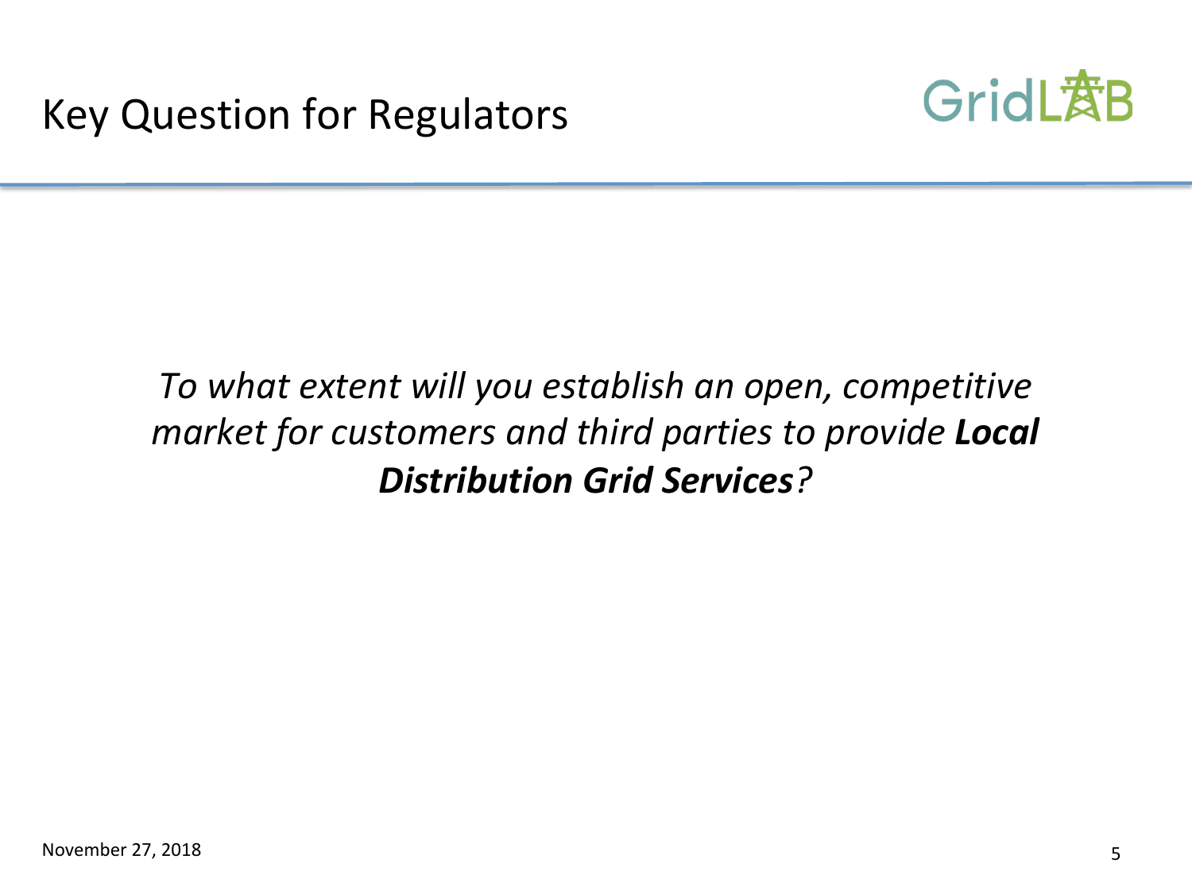# Key Question for Regulators

*To what extent will you establish an open, competitive market for customers and third parties to provide **Local Distribution Grid Services**?*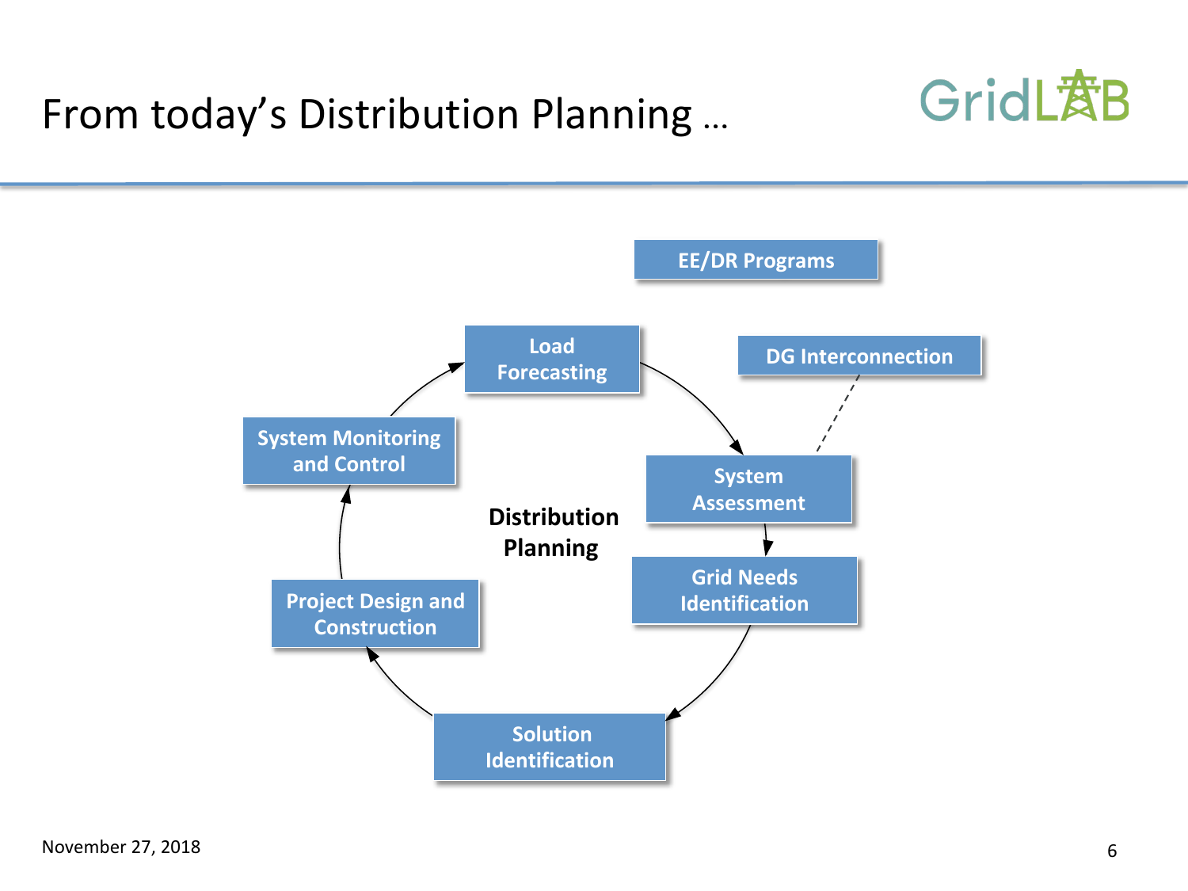# From today's Distribution Planning …

EE/DR Programs

DG Interconnection

**Distribution Planning**

- Load Forecasting
- System Assessment
- Grid Needs Identification
- Solution Identification
- Project Design and Construction
- System Monitoring and Control

November 27, 2018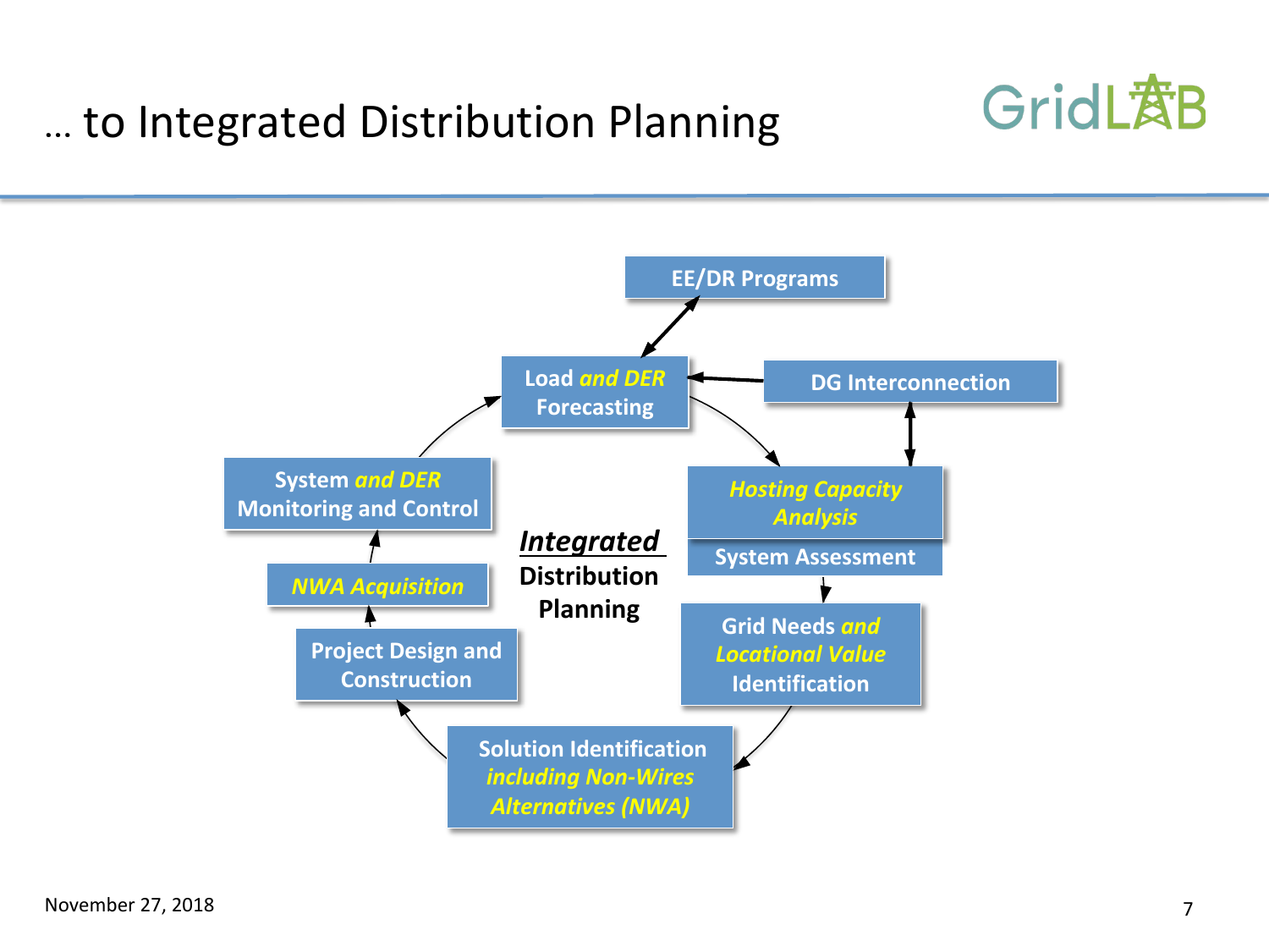# … to Integrated Distribution Planning

GridLAB

EE/DR Programs

Load *and DER* Forecasting

DG Interconnection

*Hosting Capacity Analysis*

System Assessment

Grid Needs *and Locational Value* Identification

Solution Identification *including Non-Wires Alternatives (NWA)*

Project Design and Construction

*NWA Acquisition*

System *and DER* Monitoring and Control

***Integrated*** **Distribution Planning**

November 27, 2018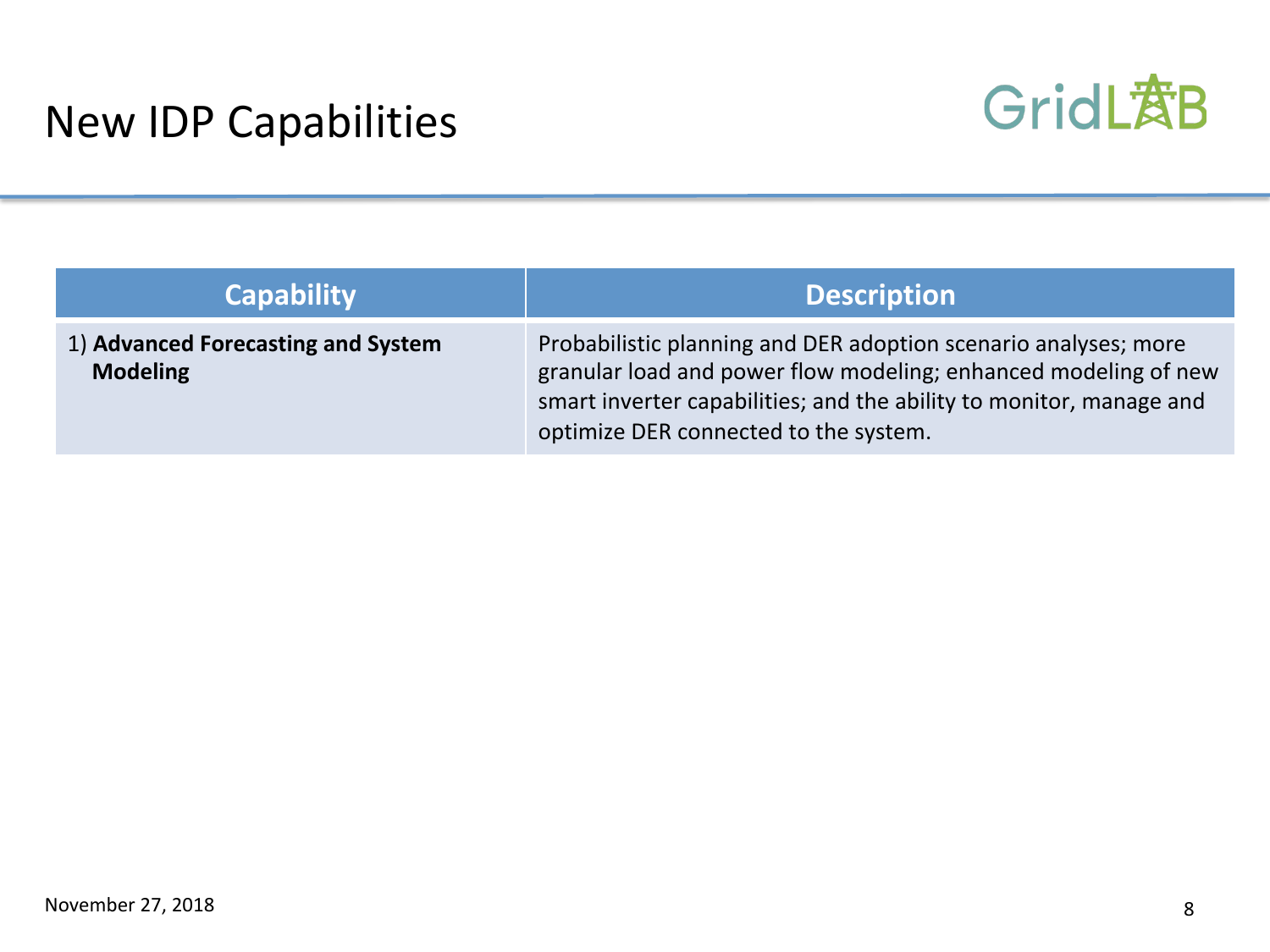# New IDP Capabilities

| Capability | Description |
| --- | --- |
| 1) **Advanced Forecasting and System Modeling** | Probabilistic planning and DER adoption scenario analyses; more granular load and power flow modeling; enhanced modeling of new smart inverter capabilities; and the ability to monitor, manage and optimize DER connected to the system. |

November 27, 2018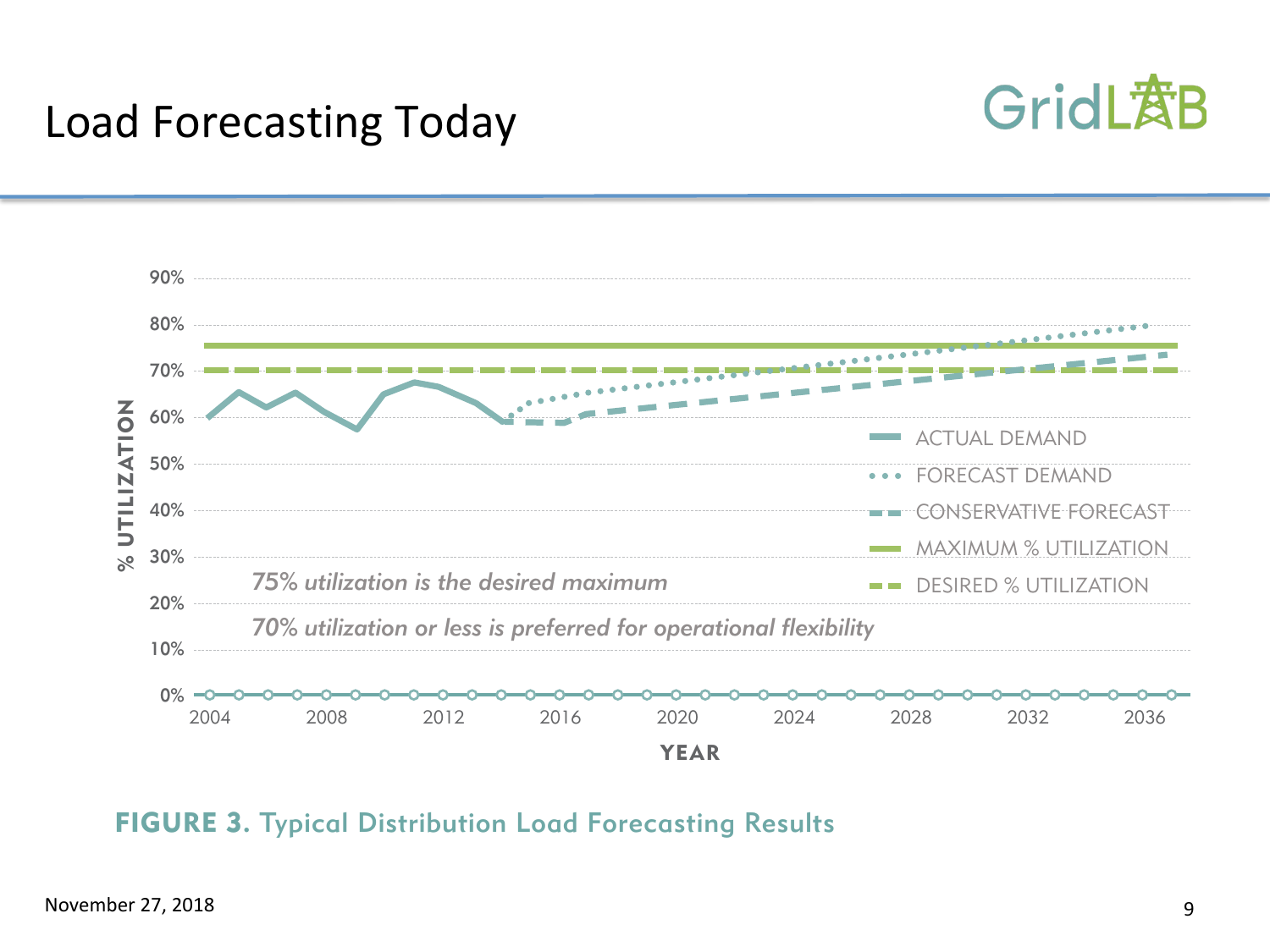# Load Forecasting Today

GridLAB

75% utilization is the desired maximum

70% utilization or less is preferred for operational flexibility

**FIGURE 3.** Typical Distribution Load Forecasting Results

November 27, 2018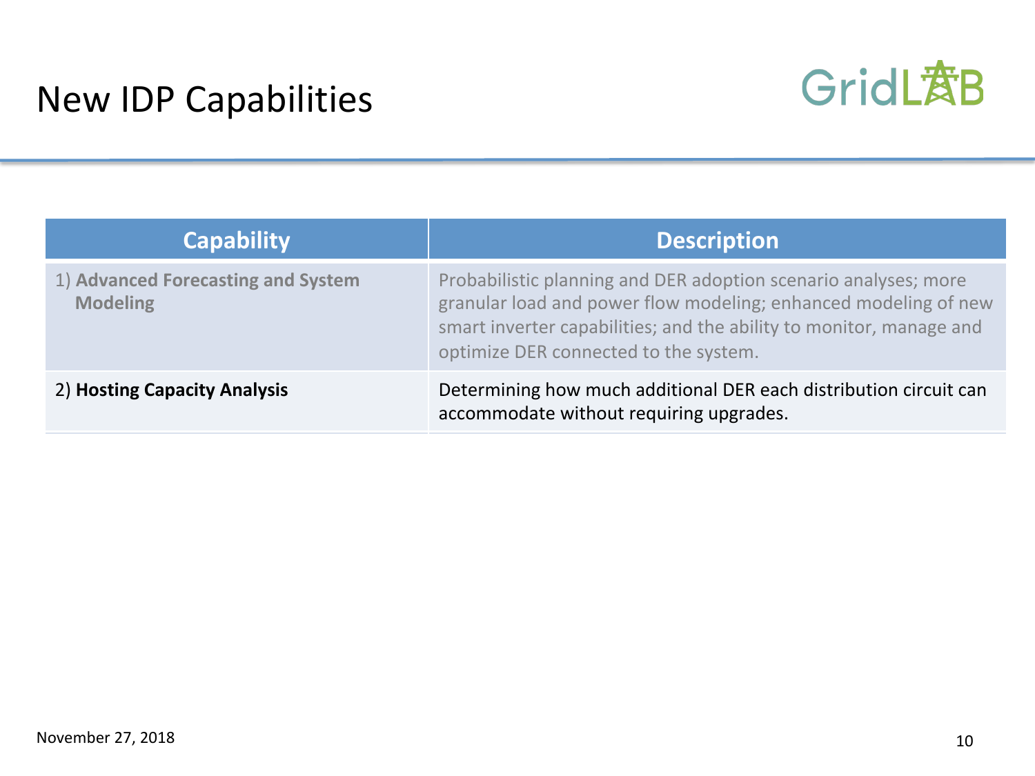# New IDP Capabilities

| Capability | Description |
| --- | --- |
| 1) **Advanced Forecasting and System Modeling** | Probabilistic planning and DER adoption scenario analyses; more granular load and power flow modeling; enhanced modeling of new smart inverter capabilities; and the ability to monitor, manage and optimize DER connected to the system. |
| 2) **Hosting Capacity Analysis** | Determining how much additional DER each distribution circuit can accommodate without requiring upgrades. |

November 27, 2018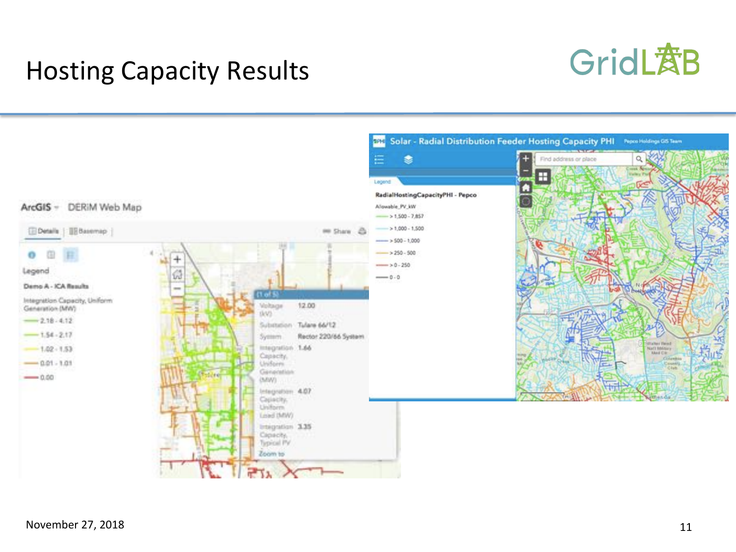# Hosting Capacity Results

ArcGIS DERiM Web Map

Legend

Demo A - ICA Results

Integration Capacity, Uniform Generation (MW)

- 2.18 - 4.12
- 1.54 - 2.17
- 1.02 - 1.53
- 0.01 - 1.01
- 0.00

(1 of 5)

| | |
|---|---|
| Voltage (kV) | 12.00 |
| Substation | Tulare 66/12 |
| System | Rector 220/66 System |
| Integration Capacity, Uniform Generation (MW) | 1.66 |
| Integration Capacity, Uniform Load (MW) | 4.07 |
| Integration Capacity, Typical PV | 3.35 |

Zoom to

Solar - Radial Distribution Feeder Hosting Capacity PHI

Legend

RadialHostingCapacityPHI - Pepco

Allowable_PV_kW

- > 1,500 - 7,857
- > 1,000 - 1,500
- > 500 - 1,000
- > 250 - 500
- > 0 - 250
- 0 - 0

November 27, 2018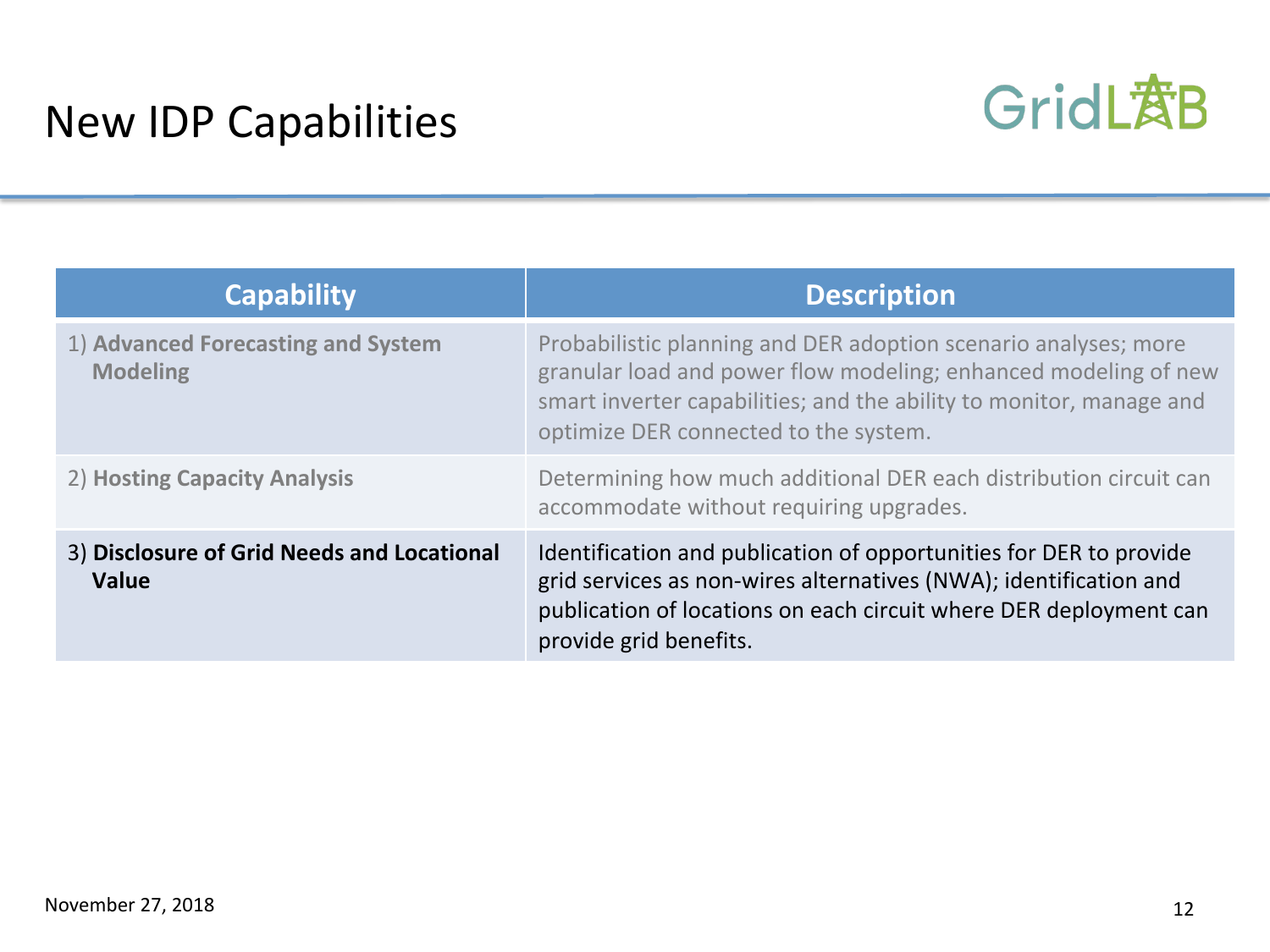# New IDP Capabilities

| Capability | Description |
|---|---|
| 1) **Advanced Forecasting and System Modeling** | Probabilistic planning and DER adoption scenario analyses; more granular load and power flow modeling; enhanced modeling of new smart inverter capabilities; and the ability to monitor, manage and optimize DER connected to the system. |
| 2) **Hosting Capacity Analysis** | Determining how much additional DER each distribution circuit can accommodate without requiring upgrades. |
| 3) **Disclosure of Grid Needs and Locational Value** | Identification and publication of opportunities for DER to provide grid services as non-wires alternatives (NWA); identification and publication of locations on each circuit where DER deployment can provide grid benefits. |

November 27, 2018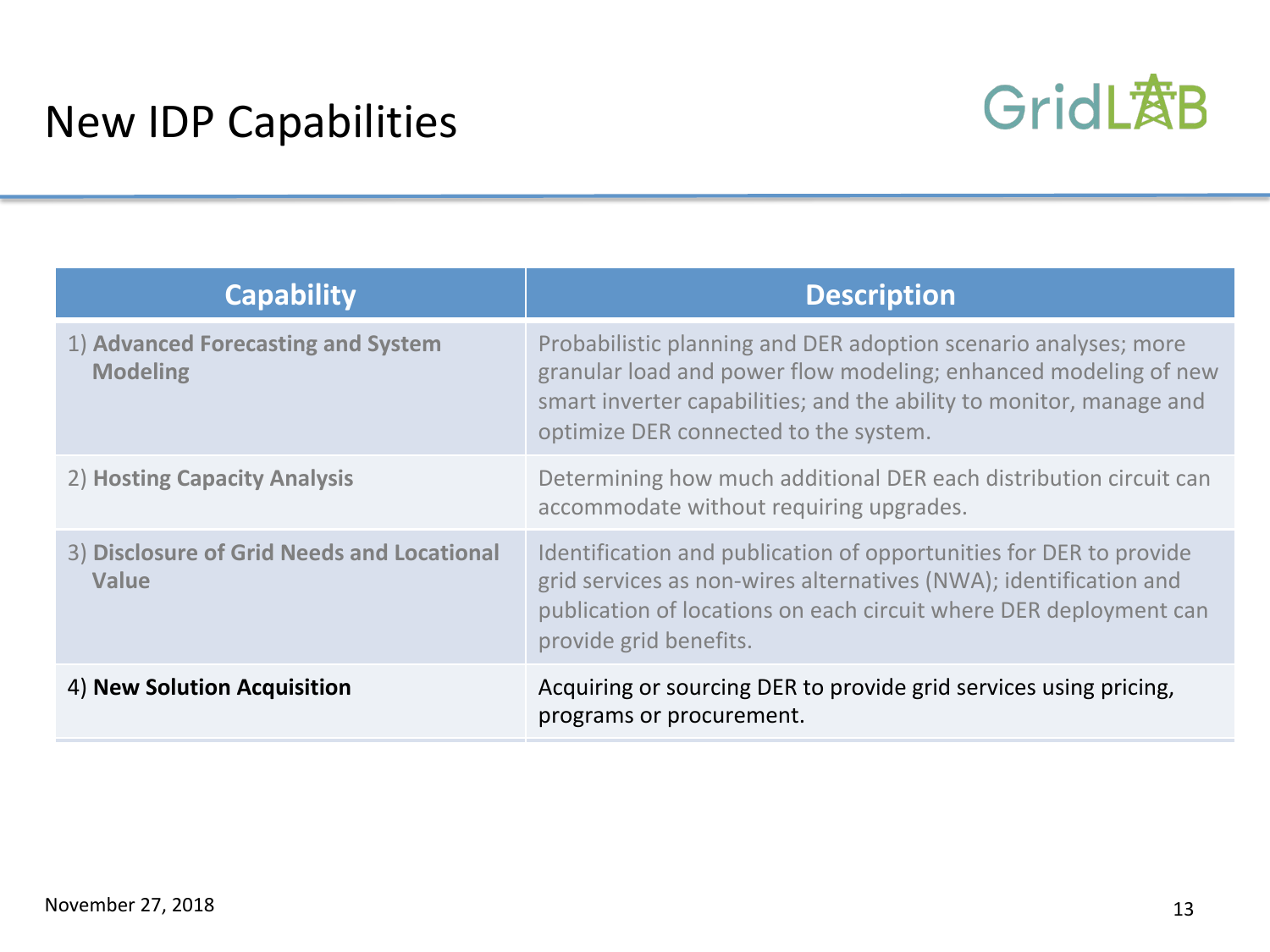# New IDP Capabilities

| Capability | Description |
| --- | --- |
| 1) **Advanced Forecasting and System Modeling** | Probabilistic planning and DER adoption scenario analyses; more granular load and power flow modeling; enhanced modeling of new smart inverter capabilities; and the ability to monitor, manage and optimize DER connected to the system. |
| 2) **Hosting Capacity Analysis** | Determining how much additional DER each distribution circuit can accommodate without requiring upgrades. |
| 3) **Disclosure of Grid Needs and Locational Value** | Identification and publication of opportunities for DER to provide grid services as non-wires alternatives (NWA); identification and publication of locations on each circuit where DER deployment can provide grid benefits. |
| 4) **New Solution Acquisition** | Acquiring or sourcing DER to provide grid services using pricing, programs or procurement. |

November 27, 2018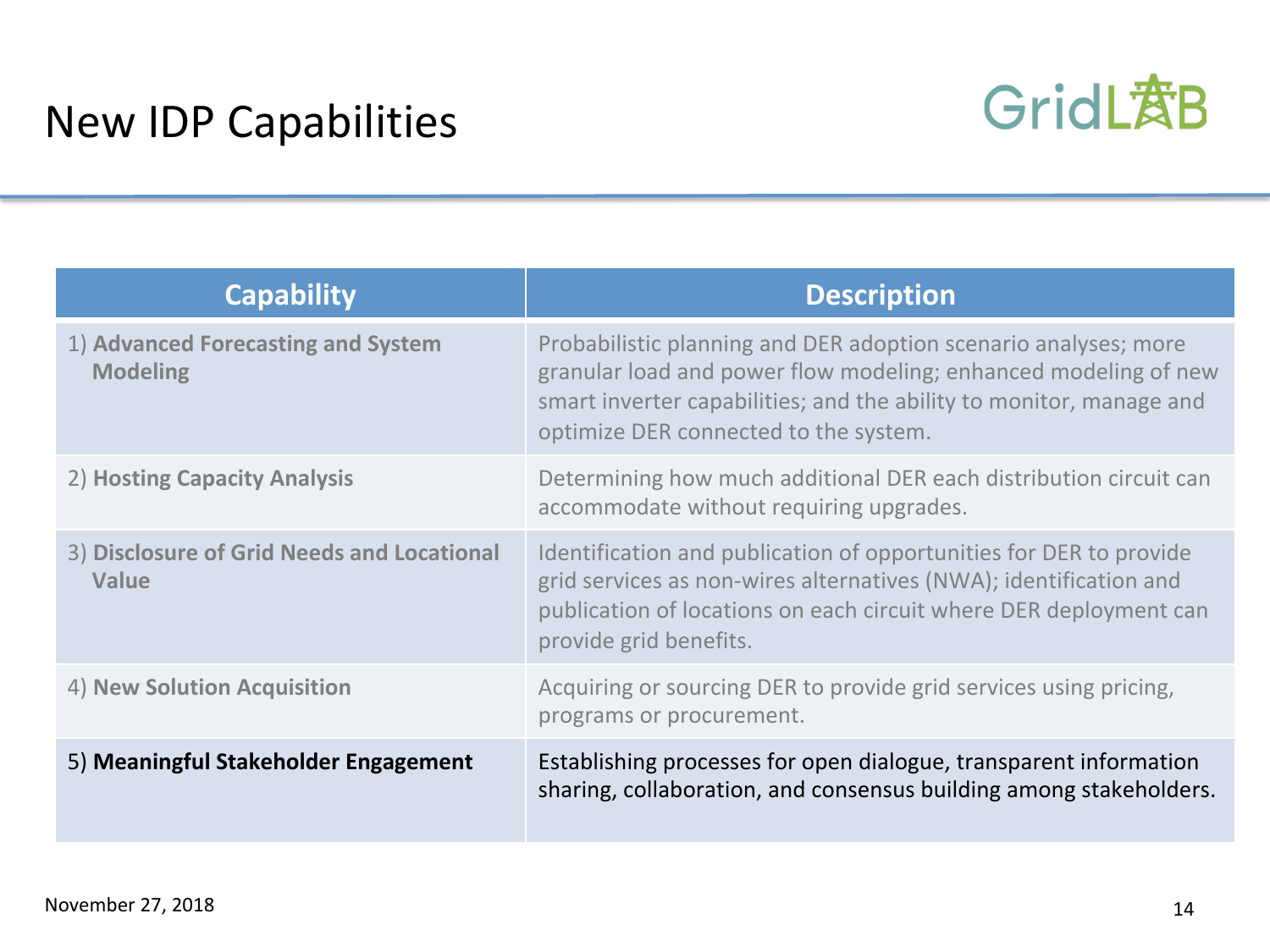# New IDP Capabilities

GridLAB

| Capability | Description |
|---|---|
| 1) **Advanced Forecasting and System Modeling** | Probabilistic planning and DER adoption scenario analyses; more granular load and power flow modeling; enhanced modeling of new smart inverter capabilities; and the ability to monitor, manage and optimize DER connected to the system. |
| 2) **Hosting Capacity Analysis** | Determining how much additional DER each distribution circuit can accommodate without requiring upgrades. |
| 3) **Disclosure of Grid Needs and Locational Value** | Identification and publication of opportunities for DER to provide grid services as non-wires alternatives (NWA); identification and publication of locations on each circuit where DER deployment can provide grid benefits. |
| 4) **New Solution Acquisition** | Acquiring or sourcing DER to provide grid services using pricing, programs or procurement. |
| 5) **Meaningful Stakeholder Engagement** | Establishing processes for open dialogue, transparent information sharing, collaboration, and consensus building among stakeholders. |

November 27, 2018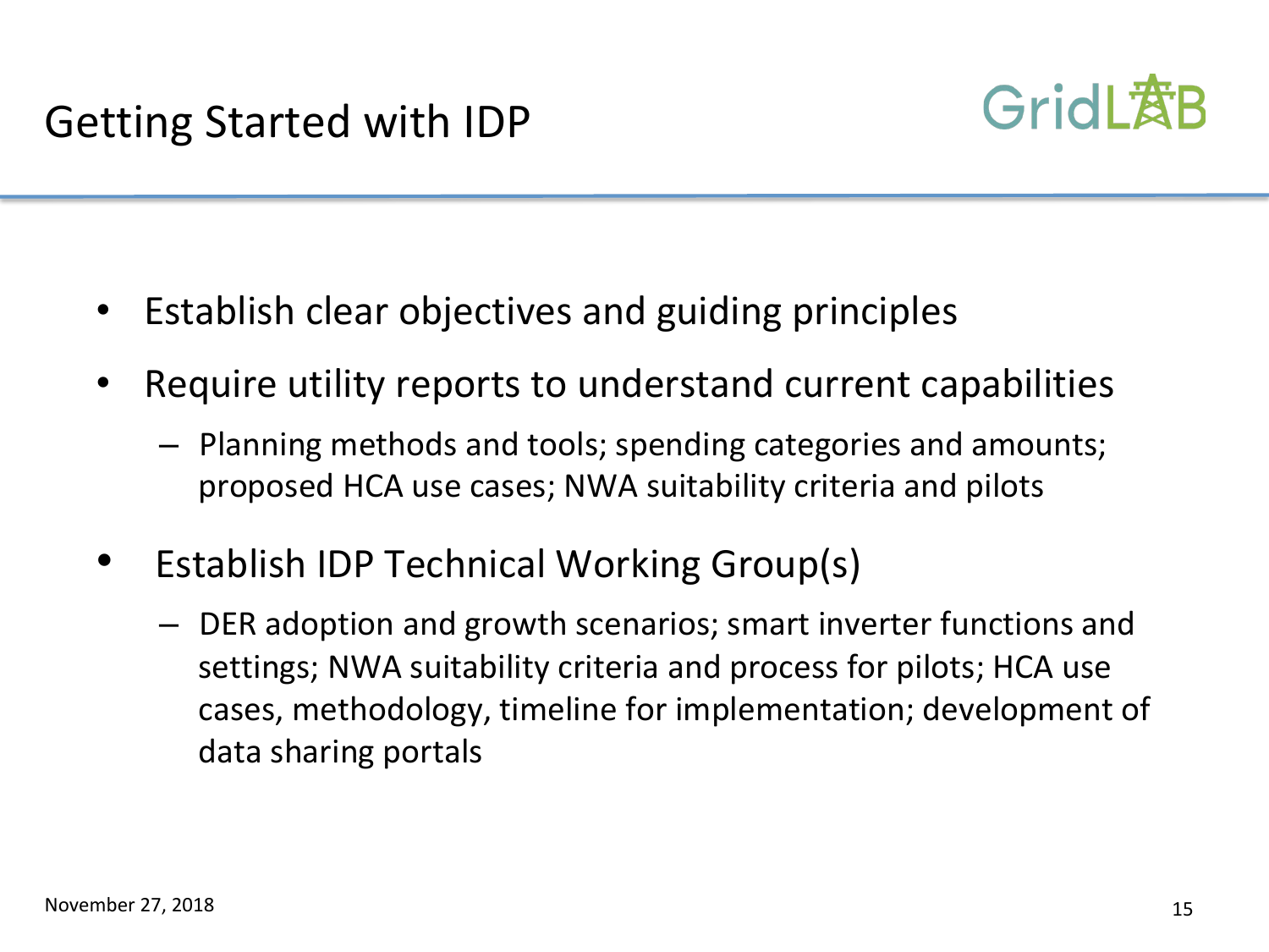# Getting Started with IDP

- Establish clear objectives and guiding principles
- Require utility reports to understand current capabilities
  - Planning methods and tools; spending categories and amounts; proposed HCA use cases; NWA suitability criteria and pilots
- Establish IDP Technical Working Group(s)
  - DER adoption and growth scenarios; smart inverter functions and settings; NWA suitability criteria and process for pilots; HCA use cases, methodology, timeline for implementation; development of data sharing portals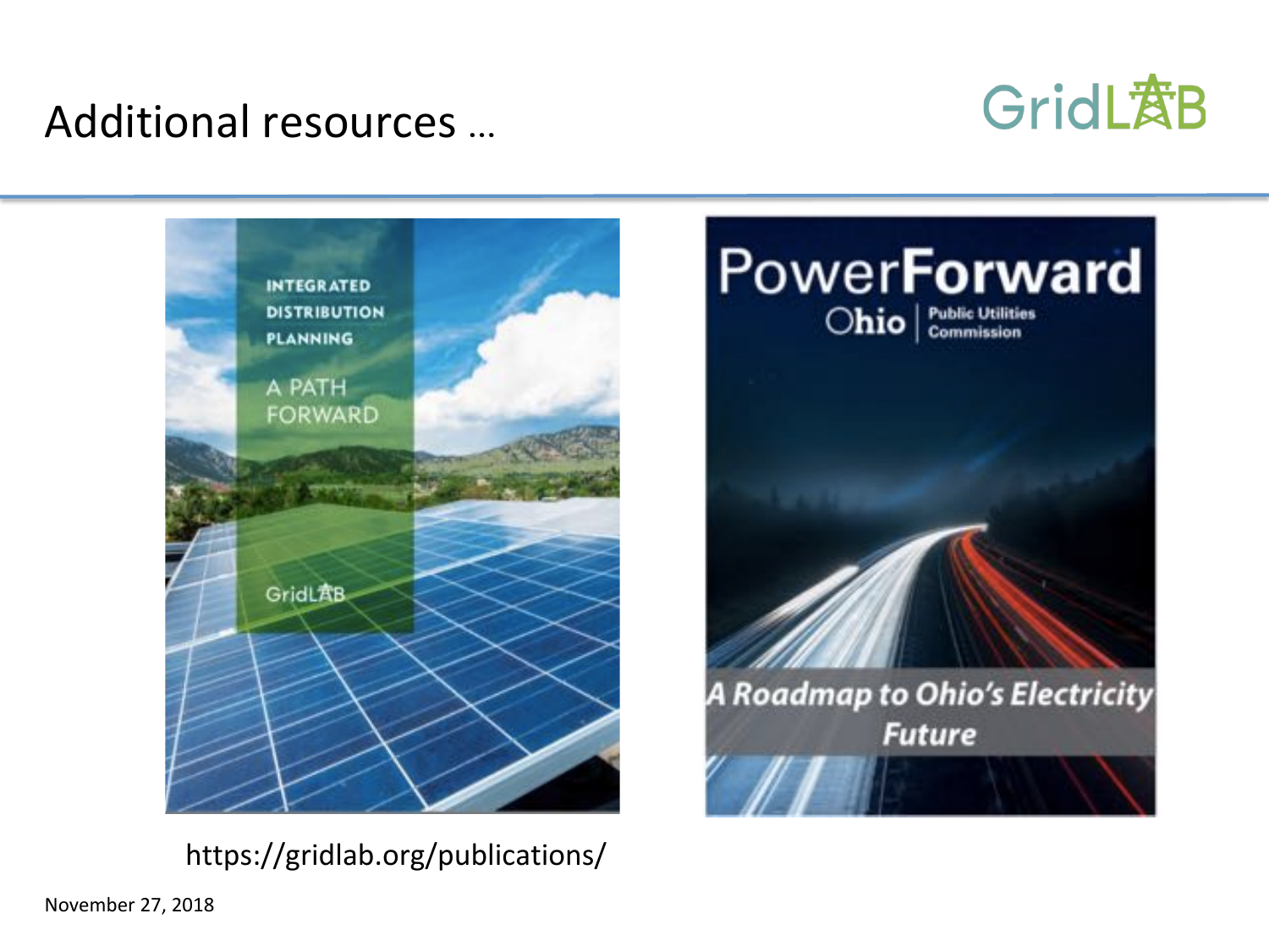# Additional resources …

GridLAB

INTEGRATED DISTRIBUTION PLANNING

A PATH FORWARD

GridLAB

PowerForward

Ohio | Public Utilities Commission

*A Roadmap to Ohio's Electricity Future*

https://gridlab.org/publications/

November 27, 2018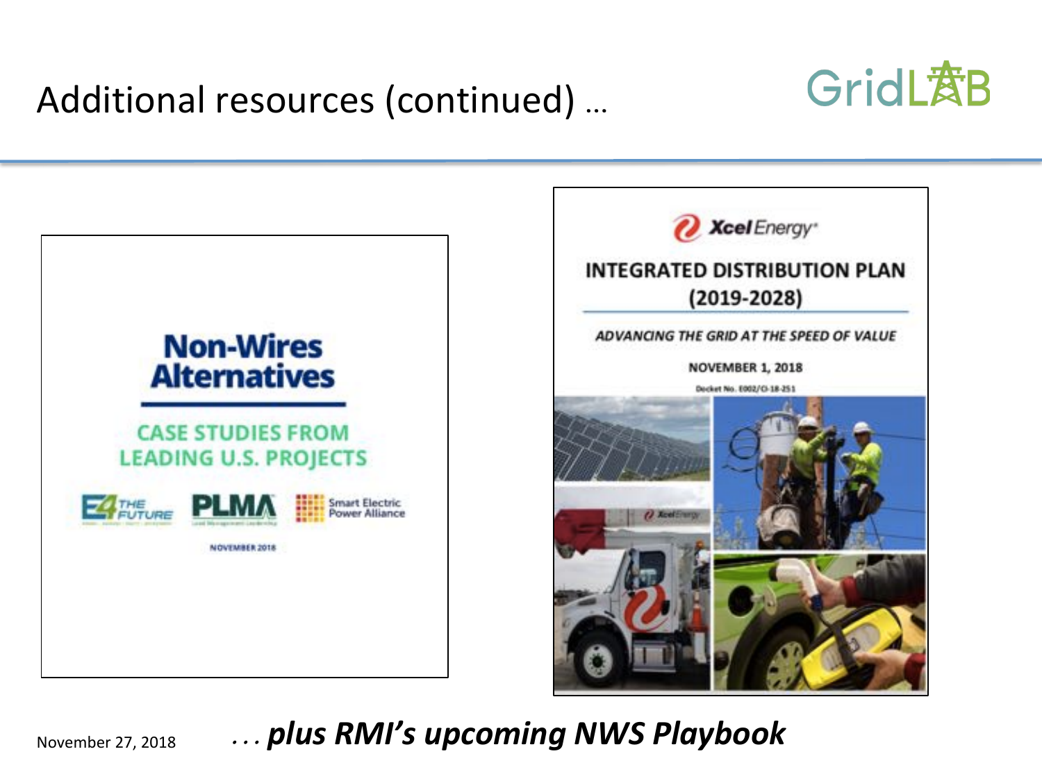# Additional resources (continued) …

**Non-Wires Alternatives**

**CASE STUDIES FROM LEADING U.S. PROJECTS**

E4 THE FUTURE | PLMA | Smart Electric Power Alliance

NOVEMBER 2018

Xcel Energy

**INTEGRATED DISTRIBUTION PLAN (2019-2028)**

*ADVANCING THE GRID AT THE SPEED OF VALUE*

NOVEMBER 1, 2018

Docket No. E002/CI-18-251

. . . ***plus RMI's upcoming NWS Playbook***

November 27, 2018